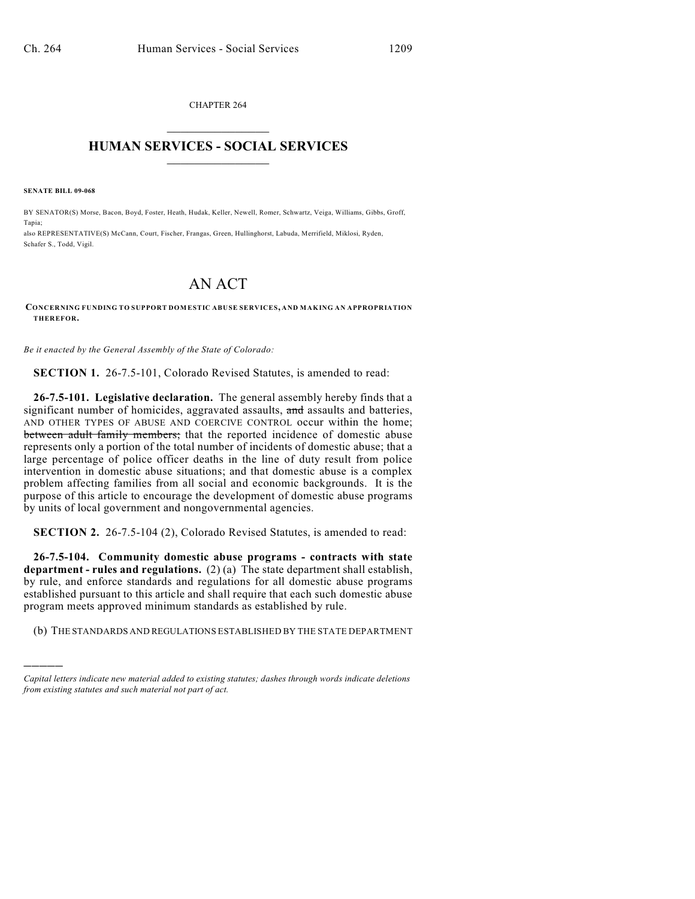CHAPTER 264

# HUMAN SERVICES - SOCIAL SERVICES

**SENATE BILL 09-068**

BY SENATOR(S) Morse, Bacon, Boyd, Foster, Heath, Hudak, Keller, Newell, Romer, Schwartz, Veiga, Williams, Gibbs, Groff, Tapia;
also REPRESENTATIVE(S) McCann, Court, Fischer, Frangas, Green, Hullinghorst, Labuda, Merrifield, Miklosi, Ryden, Schafer S., Todd, Vigil.

# AN ACT

**CONCERNING FUNDING TO SUPPORT DOMESTIC ABUSE SERVICES, AND MAKING AN APPROPRIATION THEREFOR.**

*Be it enacted by the General Assembly of the State of Colorado:*

**SECTION 1.** 26-7.5-101, Colorado Revised Statutes, is amended to read:

**26-7.5-101. Legislative declaration.** The general assembly hereby finds that a significant number of homicides, aggravated assaults, ~~and~~ assaults and batteries, AND OTHER TYPES OF ABUSE AND COERCIVE CONTROL occur within the home; ~~between adult family members;~~ that the reported incidence of domestic abuse represents only a portion of the total number of incidents of domestic abuse; that a large percentage of police officer deaths in the line of duty result from police intervention in domestic abuse situations; and that domestic abuse is a complex problem affecting families from all social and economic backgrounds. It is the purpose of this article to encourage the development of domestic abuse programs by units of local government and nongovernmental agencies.

**SECTION 2.** 26-7.5-104 (2), Colorado Revised Statutes, is amended to read:

**26-7.5-104. Community domestic abuse programs - contracts with state department - rules and regulations.** (2) (a) The state department shall establish, by rule, and enforce standards and regulations for all domestic abuse programs established pursuant to this article and shall require that each such domestic abuse program meets approved minimum standards as established by rule.

(b) THE STANDARDS AND REGULATIONS ESTABLISHED BY THE STATE DEPARTMENT

---

*Capital letters indicate new material added to existing statutes; dashes through words indicate deletions from existing statutes and such material not part of act.*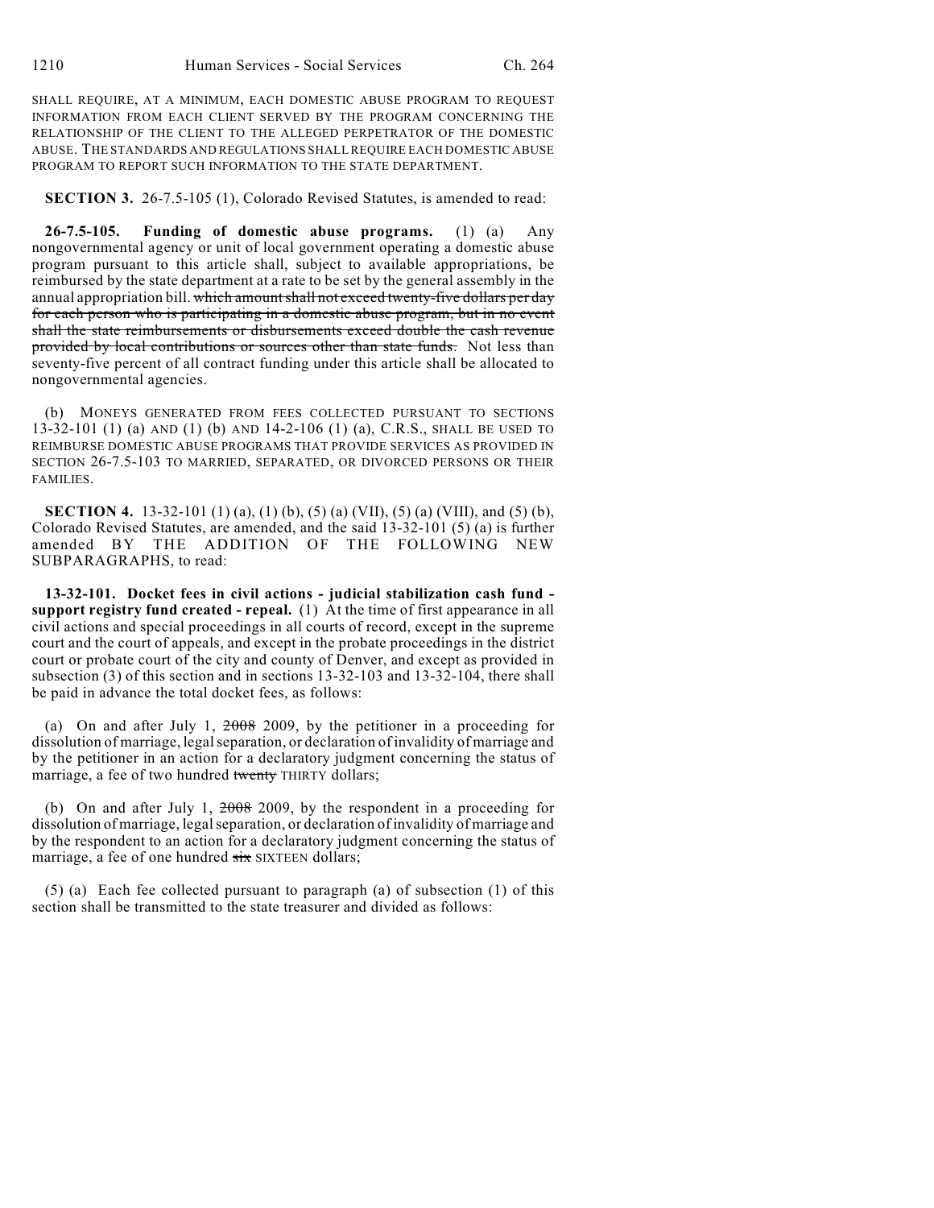SHALL REQUIRE, AT A MINIMUM, EACH DOMESTIC ABUSE PROGRAM TO REQUEST INFORMATION FROM EACH CLIENT SERVED BY THE PROGRAM CONCERNING THE RELATIONSHIP OF THE CLIENT TO THE ALLEGED PERPETRATOR OF THE DOMESTIC ABUSE. THE STANDARDS AND REGULATIONS SHALL REQUIRE EACH DOMESTIC ABUSE PROGRAM TO REPORT SUCH INFORMATION TO THE STATE DEPARTMENT.

**SECTION 3.** 26-7.5-105 (1), Colorado Revised Statutes, is amended to read:

**26-7.5-105. Funding of domestic abuse programs.** (1) (a) Any nongovernmental agency or unit of local government operating a domestic abuse program pursuant to this article shall, subject to available appropriations, be reimbursed by the state department at a rate to be set by the general assembly in the annual appropriation bill. ~~which amount shall not exceed twenty-five dollars per day for each person who is participating in a domestic abuse program, but in no event shall the state reimbursements or disbursements exceed double the cash revenue provided by local contributions or sources other than state funds.~~ Not less than seventy-five percent of all contract funding under this article shall be allocated to nongovernmental agencies.

(b) MONEYS GENERATED FROM FEES COLLECTED PURSUANT TO SECTIONS 13-32-101 (1) (a) AND (1) (b) AND 14-2-106 (1) (a), C.R.S., SHALL BE USED TO REIMBURSE DOMESTIC ABUSE PROGRAMS THAT PROVIDE SERVICES AS PROVIDED IN SECTION 26-7.5-103 TO MARRIED, SEPARATED, OR DIVORCED PERSONS OR THEIR FAMILIES.

**SECTION 4.** 13-32-101 (1) (a), (1) (b), (5) (a) (VII), (5) (a) (VIII), and (5) (b), Colorado Revised Statutes, are amended, and the said 13-32-101 (5) (a) is further amended BY THE ADDITION OF THE FOLLOWING NEW SUBPARAGRAPHS, to read:

**13-32-101. Docket fees in civil actions - judicial stabilization cash fund - support registry fund created - repeal.** (1) At the time of first appearance in all civil actions and special proceedings in all courts of record, except in the supreme court and the court of appeals, and except in the probate proceedings in the district court or probate court of the city and county of Denver, and except as provided in subsection (3) of this section and in sections 13-32-103 and 13-32-104, there shall be paid in advance the total docket fees, as follows:

(a) On and after July 1, ~~2008~~ 2009, by the petitioner in a proceeding for dissolution of marriage, legal separation, or declaration of invalidity of marriage and by the petitioner in an action for a declaratory judgment concerning the status of marriage, a fee of two hundred ~~twenty~~ THIRTY dollars;

(b) On and after July 1, ~~2008~~ 2009, by the respondent in a proceeding for dissolution of marriage, legal separation, or declaration of invalidity of marriage and by the respondent to an action for a declaratory judgment concerning the status of marriage, a fee of one hundred ~~six~~ SIXTEEN dollars;

(5) (a) Each fee collected pursuant to paragraph (a) of subsection (1) of this section shall be transmitted to the state treasurer and divided as follows: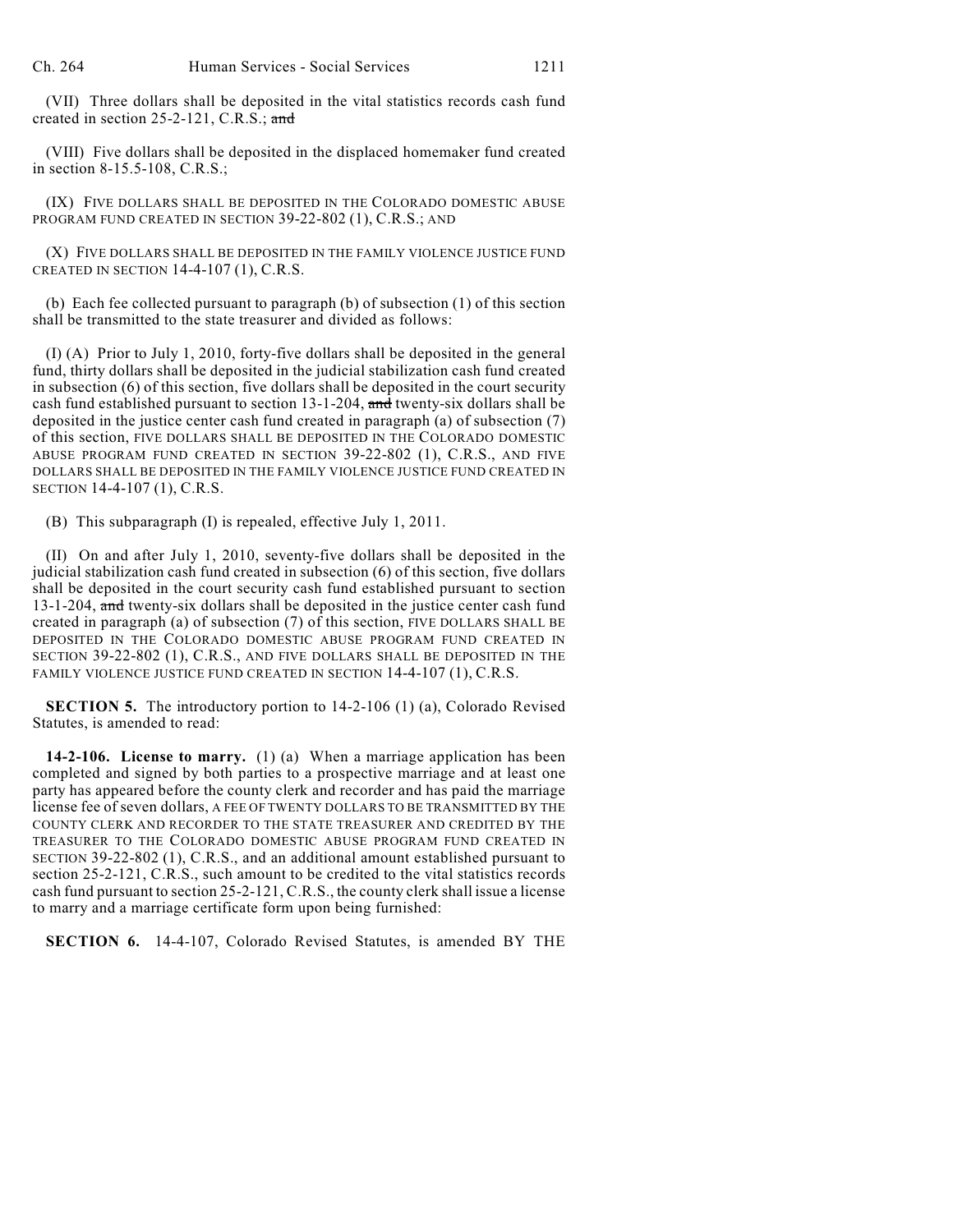(VII) Three dollars shall be deposited in the vital statistics records cash fund created in section 25-2-121, C.R.S.; ~~and~~

(VIII) Five dollars shall be deposited in the displaced homemaker fund created in section 8-15.5-108, C.R.S.;

(IX) FIVE DOLLARS SHALL BE DEPOSITED IN THE COLORADO DOMESTIC ABUSE PROGRAM FUND CREATED IN SECTION 39-22-802 (1), C.R.S.; AND

(X) FIVE DOLLARS SHALL BE DEPOSITED IN THE FAMILY VIOLENCE JUSTICE FUND CREATED IN SECTION 14-4-107 (1), C.R.S.

(b) Each fee collected pursuant to paragraph (b) of subsection (1) of this section shall be transmitted to the state treasurer and divided as follows:

(I) (A) Prior to July 1, 2010, forty-five dollars shall be deposited in the general fund, thirty dollars shall be deposited in the judicial stabilization cash fund created in subsection (6) of this section, five dollars shall be deposited in the court security cash fund established pursuant to section 13-1-204, ~~and~~ twenty-six dollars shall be deposited in the justice center cash fund created in paragraph (a) of subsection (7) of this section, FIVE DOLLARS SHALL BE DEPOSITED IN THE COLORADO DOMESTIC ABUSE PROGRAM FUND CREATED IN SECTION 39-22-802 (1), C.R.S., AND FIVE DOLLARS SHALL BE DEPOSITED IN THE FAMILY VIOLENCE JUSTICE FUND CREATED IN SECTION 14-4-107 (1), C.R.S.

(B) This subparagraph (I) is repealed, effective July 1, 2011.

(II) On and after July 1, 2010, seventy-five dollars shall be deposited in the judicial stabilization cash fund created in subsection (6) of this section, five dollars shall be deposited in the court security cash fund established pursuant to section 13-1-204, ~~and~~ twenty-six dollars shall be deposited in the justice center cash fund created in paragraph (a) of subsection (7) of this section, FIVE DOLLARS SHALL BE DEPOSITED IN THE COLORADO DOMESTIC ABUSE PROGRAM FUND CREATED IN SECTION 39-22-802 (1), C.R.S., AND FIVE DOLLARS SHALL BE DEPOSITED IN THE FAMILY VIOLENCE JUSTICE FUND CREATED IN SECTION 14-4-107 (1), C.R.S.

**SECTION 5.** The introductory portion to 14-2-106 (1) (a), Colorado Revised Statutes, is amended to read:

**14-2-106. License to marry.** (1) (a) When a marriage application has been completed and signed by both parties to a prospective marriage and at least one party has appeared before the county clerk and recorder and has paid the marriage license fee of seven dollars, A FEE OF TWENTY DOLLARS TO BE TRANSMITTED BY THE COUNTY CLERK AND RECORDER TO THE STATE TREASURER AND CREDITED BY THE TREASURER TO THE COLORADO DOMESTIC ABUSE PROGRAM FUND CREATED IN SECTION 39-22-802 (1), C.R.S., and an additional amount established pursuant to section 25-2-121, C.R.S., such amount to be credited to the vital statistics records cash fund pursuant to section 25-2-121, C.R.S., the county clerk shall issue a license to marry and a marriage certificate form upon being furnished:

**SECTION 6.** 14-4-107, Colorado Revised Statutes, is amended BY THE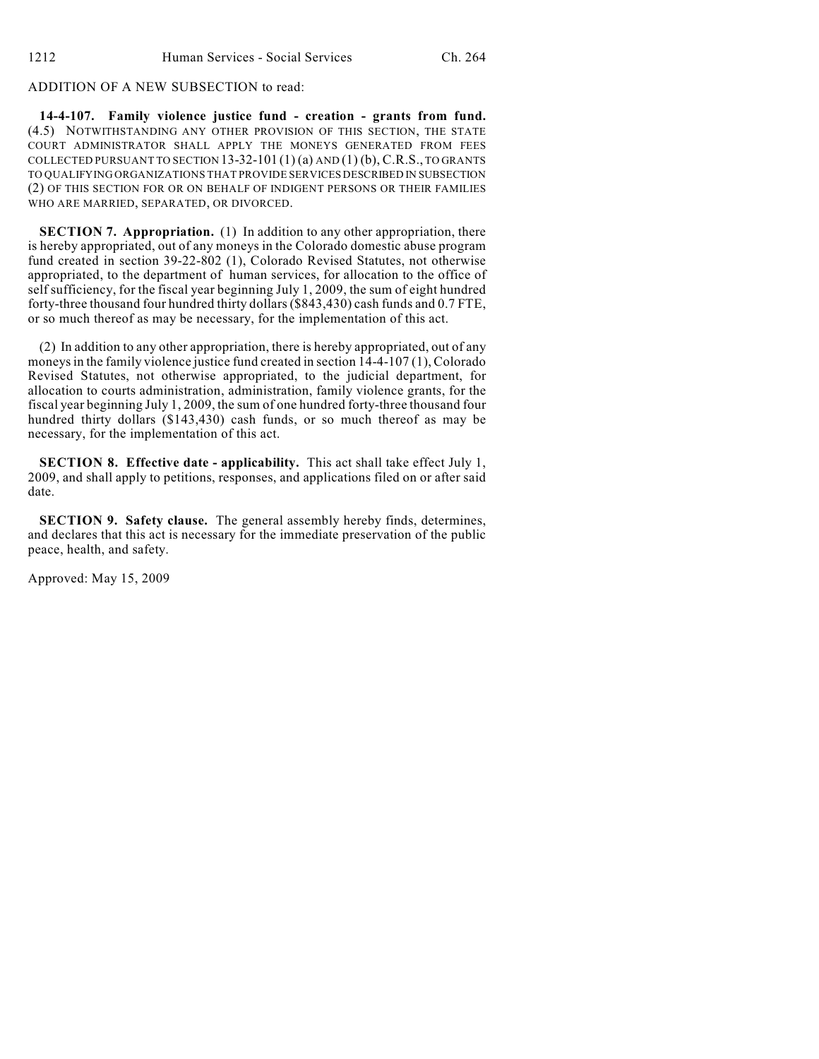ADDITION OF A NEW SUBSECTION to read:

**14-4-107. Family violence justice fund - creation - grants from fund.** (4.5) NOTWITHSTANDING ANY OTHER PROVISION OF THIS SECTION, THE STATE COURT ADMINISTRATOR SHALL APPLY THE MONEYS GENERATED FROM FEES COLLECTED PURSUANT TO SECTION 13-32-101 (1) (a) AND (1) (b), C.R.S., TO GRANTS TO QUALIFYING ORGANIZATIONS THAT PROVIDE SERVICES DESCRIBED IN SUBSECTION (2) OF THIS SECTION FOR OR ON BEHALF OF INDIGENT PERSONS OR THEIR FAMILIES WHO ARE MARRIED, SEPARATED, OR DIVORCED.

**SECTION 7. Appropriation.** (1) In addition to any other appropriation, there is hereby appropriated, out of any moneys in the Colorado domestic abuse program fund created in section 39-22-802 (1), Colorado Revised Statutes, not otherwise appropriated, to the department of human services, for allocation to the office of self sufficiency, for the fiscal year beginning July 1, 2009, the sum of eight hundred forty-three thousand four hundred thirty dollars ($843,430) cash funds and 0.7 FTE, or so much thereof as may be necessary, for the implementation of this act.

(2) In addition to any other appropriation, there is hereby appropriated, out of any moneys in the family violence justice fund created in section 14-4-107 (1), Colorado Revised Statutes, not otherwise appropriated, to the judicial department, for allocation to courts administration, administration, family violence grants, for the fiscal year beginning July 1, 2009, the sum of one hundred forty-three thousand four hundred thirty dollars ($143,430) cash funds, or so much thereof as may be necessary, for the implementation of this act.

**SECTION 8. Effective date - applicability.** This act shall take effect July 1, 2009, and shall apply to petitions, responses, and applications filed on or after said date.

**SECTION 9. Safety clause.** The general assembly hereby finds, determines, and declares that this act is necessary for the immediate preservation of the public peace, health, and safety.

Approved: May 15, 2009